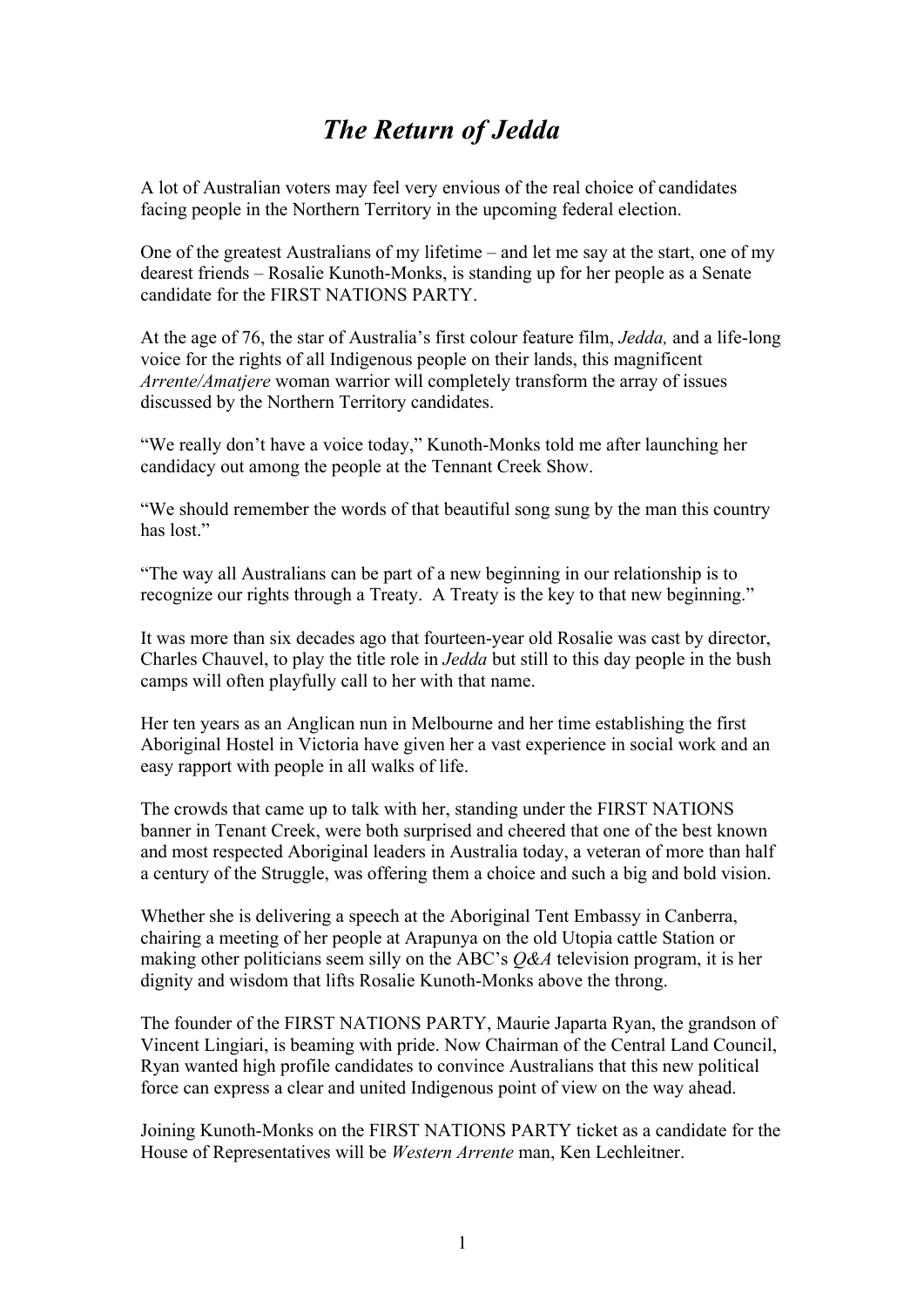# *The Return of Jedda*

A lot of Australian voters may feel very envious of the real choice of candidates facing people in the Northern Territory in the upcoming federal election.

One of the greatest Australians of my lifetime – and let me say at the start, one of my dearest friends – Rosalie Kunoth-Monks, is standing up for her people as a Senate candidate for the FIRST NATIONS PARTY.

At the age of 76, the star of Australia's first colour feature film, *Jedda,* and a life-long voice for the rights of all Indigenous people on their lands, this magnificent *Arrente/Amatjere* woman warrior will completely transform the array of issues discussed by the Northern Territory candidates.

"We really don't have a voice today," Kunoth-Monks told me after launching her candidacy out among the people at the Tennant Creek Show.

"We should remember the words of that beautiful song sung by the man this country has lost."

"The way all Australians can be part of a new beginning in our relationship is to recognize our rights through a Treaty. A Treaty is the key to that new beginning."

It was more than six decades ago that fourteen-year old Rosalie was cast by director, Charles Chauvel, to play the title role in *Jedda* but still to this day people in the bush camps will often playfully call to her with that name.

Her ten years as an Anglican nun in Melbourne and her time establishing the first Aboriginal Hostel in Victoria have given her a vast experience in social work and an easy rapport with people in all walks of life.

The crowds that came up to talk with her, standing under the FIRST NATIONS banner in Tenant Creek, were both surprised and cheered that one of the best known and most respected Aboriginal leaders in Australia today, a veteran of more than half a century of the Struggle, was offering them a choice and such a big and bold vision.

Whether she is delivering a speech at the Aboriginal Tent Embassy in Canberra, chairing a meeting of her people at Arapunya on the old Utopia cattle Station or making other politicians seem silly on the ABC's *Q&A* television program, it is her dignity and wisdom that lifts Rosalie Kunoth-Monks above the throng.

The founder of the FIRST NATIONS PARTY, Maurie Japarta Ryan, the grandson of Vincent Lingiari, is beaming with pride. Now Chairman of the Central Land Council, Ryan wanted high profile candidates to convince Australians that this new political force can express a clear and united Indigenous point of view on the way ahead.

Joining Kunoth-Monks on the FIRST NATIONS PARTY ticket as a candidate for the House of Representatives will be *Western Arrente* man, Ken Lechleitner.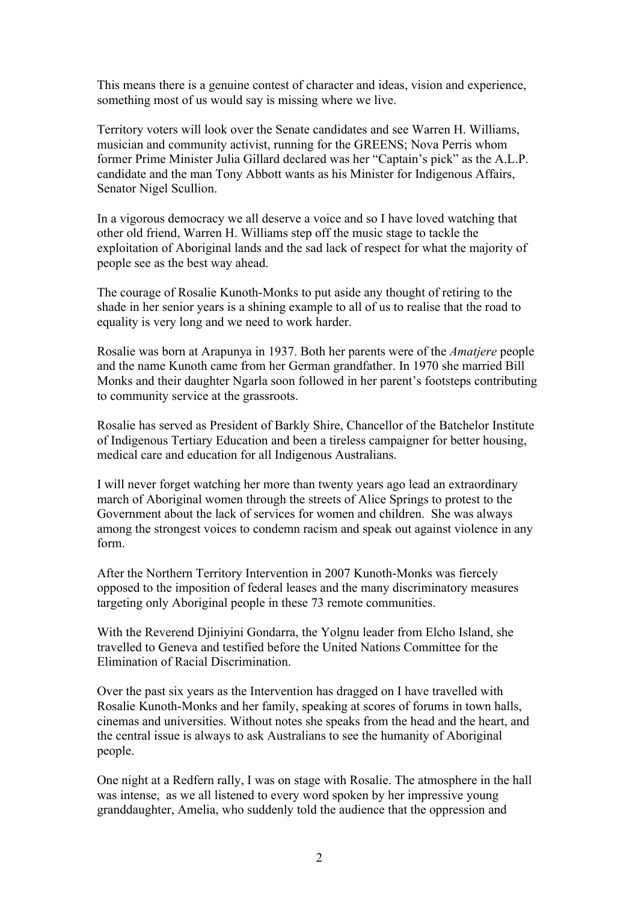This means there is a genuine contest of character and ideas, vision and experience, something most of us would say is missing where we live.

Territory voters will look over the Senate candidates and see Warren H. Williams, musician and community activist, running for the GREENS; Nova Perris whom former Prime Minister Julia Gillard declared was her "Captain's pick" as the A.L.P. candidate and the man Tony Abbott wants as his Minister for Indigenous Affairs, Senator Nigel Scullion.

In a vigorous democracy we all deserve a voice and so I have loved watching that other old friend, Warren H. Williams step off the music stage to tackle the exploitation of Aboriginal lands and the sad lack of respect for what the majority of people see as the best way ahead.

The courage of Rosalie Kunoth-Monks to put aside any thought of retiring to the shade in her senior years is a shining example to all of us to realise that the road to equality is very long and we need to work harder.

Rosalie was born at Arapunya in 1937. Both her parents were of the *Amatjere* people and the name Kunoth came from her German grandfather. In 1970 she married Bill Monks and their daughter Ngarla soon followed in her parent's footsteps contributing to community service at the grassroots.

Rosalie has served as President of Barkly Shire, Chancellor of the Batchelor Institute of Indigenous Tertiary Education and been a tireless campaigner for better housing, medical care and education for all Indigenous Australians.

I will never forget watching her more than twenty years ago lead an extraordinary march of Aboriginal women through the streets of Alice Springs to protest to the Government about the lack of services for women and children. She was always among the strongest voices to condemn racism and speak out against violence in any form.

After the Northern Territory Intervention in 2007 Kunoth-Monks was fiercely opposed to the imposition of federal leases and the many discriminatory measures targeting only Aboriginal people in these 73 remote communities.

With the Reverend Djiniyini Gondarra, the Yolgnu leader from Elcho Island, she travelled to Geneva and testified before the United Nations Committee for the Elimination of Racial Discrimination.

Over the past six years as the Intervention has dragged on I have travelled with Rosalie Kunoth-Monks and her family, speaking at scores of forums in town halls, cinemas and universities. Without notes she speaks from the head and the heart, and the central issue is always to ask Australians to see the humanity of Aboriginal people.

One night at a Redfern rally, I was on stage with Rosalie. The atmosphere in the hall was intense, as we all listened to every word spoken by her impressive young granddaughter, Amelia, who suddenly told the audience that the oppression and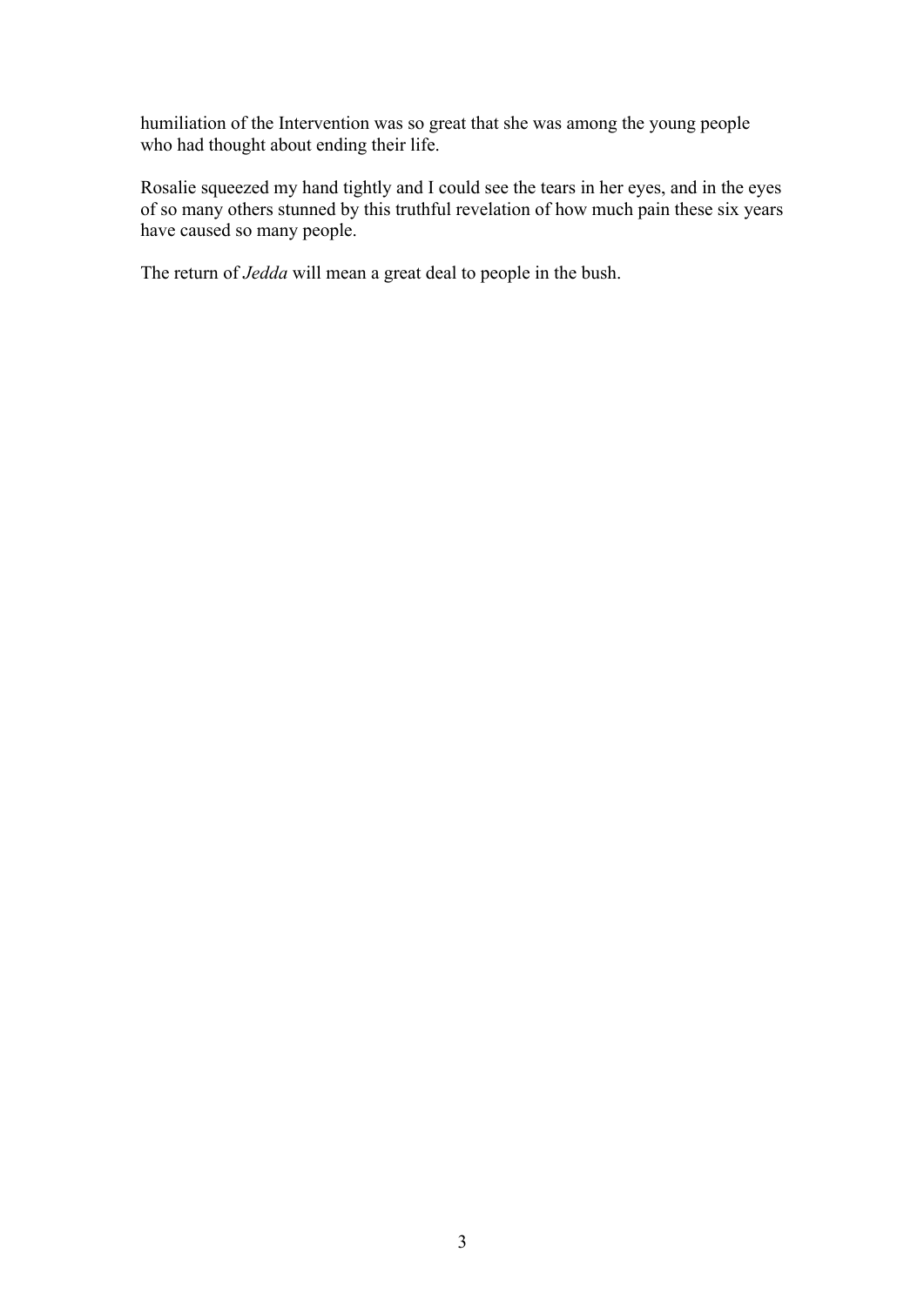humiliation of the Intervention was so great that she was among the young people who had thought about ending their life.

Rosalie squeezed my hand tightly and I could see the tears in her eyes, and in the eyes of so many others stunned by this truthful revelation of how much pain these six years have caused so many people.

The return of *Jedda* will mean a great deal to people in the bush.